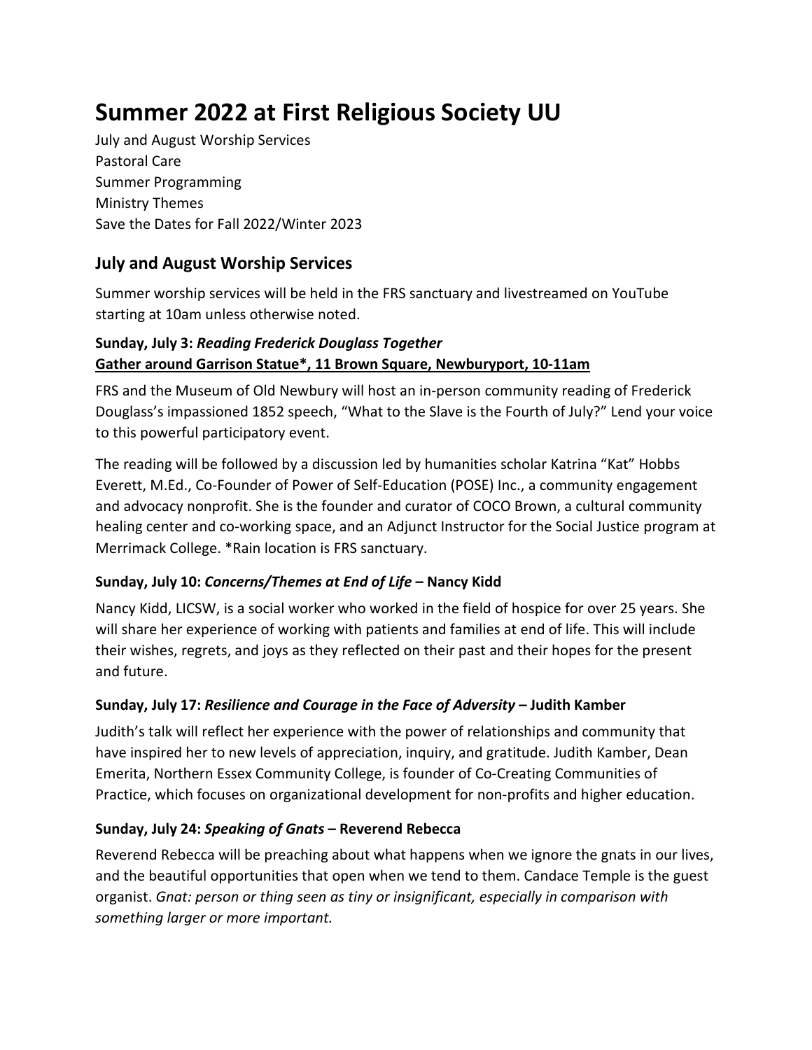# Summer 2022 at First Religious Society UU

July and August Worship Services
Pastoral Care
Summer Programming
Ministry Themes
Save the Dates for Fall 2022/Winter 2023

## July and August Worship Services

Summer worship services will be held in the FRS sanctuary and livestreamed on YouTube starting at 10am unless otherwise noted.

### Sunday, July 3: *Reading Frederick Douglass Together*
**<u>Gather around Garrison Statue*, 11 Brown Square, Newburyport, 10-11am</u>**

FRS and the Museum of Old Newbury will host an in-person community reading of Frederick Douglass's impassioned 1852 speech, "What to the Slave is the Fourth of July?" Lend your voice to this powerful participatory event.

The reading will be followed by a discussion led by humanities scholar Katrina "Kat" Hobbs Everett, M.Ed., Co-Founder of Power of Self-Education (POSE) Inc., a community engagement and advocacy nonprofit. She is the founder and curator of COCO Brown, a cultural community healing center and co-working space, and an Adjunct Instructor for the Social Justice program at Merrimack College. *Rain location is FRS sanctuary.

### Sunday, July 10: *Concerns/Themes at End of Life* – Nancy Kidd

Nancy Kidd, LICSW, is a social worker who worked in the field of hospice for over 25 years. She will share her experience of working with patients and families at end of life. This will include their wishes, regrets, and joys as they reflected on their past and their hopes for the present and future.

### Sunday, July 17: *Resilience and Courage in the Face of Adversity* – Judith Kamber

Judith's talk will reflect her experience with the power of relationships and community that have inspired her to new levels of appreciation, inquiry, and gratitude. Judith Kamber, Dean Emerita, Northern Essex Community College, is founder of Co-Creating Communities of Practice, which focuses on organizational development for non-profits and higher education.

### Sunday, July 24: *Speaking of Gnats* – Reverend Rebecca

Reverend Rebecca will be preaching about what happens when we ignore the gnats in our lives, and the beautiful opportunities that open when we tend to them. Candace Temple is the guest organist. *Gnat: person or thing seen as tiny or insignificant, especially in comparison with something larger or more important.*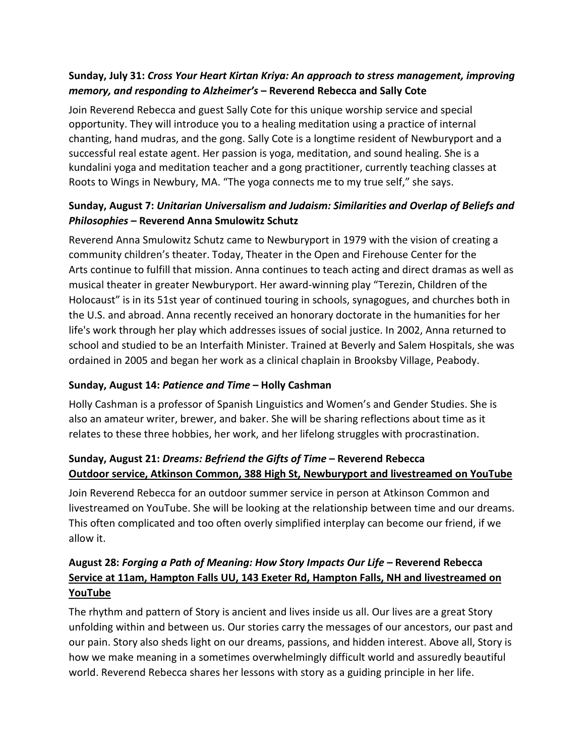**Sunday, July 31:** ***Cross Your Heart Kirtan Kriya: An approach to stress management, improving memory, and responding to Alzheimer's*** **– Reverend Rebecca and Sally Cote**

Join Reverend Rebecca and guest Sally Cote for this unique worship service and special opportunity. They will introduce you to a healing meditation using a practice of internal chanting, hand mudras, and the gong. Sally Cote is a longtime resident of Newburyport and a successful real estate agent. Her passion is yoga, meditation, and sound healing. She is a kundalini yoga and meditation teacher and a gong practitioner, currently teaching classes at Roots to Wings in Newbury, MA. "The yoga connects me to my true self," she says.

**Sunday, August 7:** ***Unitarian Universalism and Judaism: Similarities and Overlap of Beliefs and Philosophies*** **– Reverend Anna Smulowitz Schutz**

Reverend Anna Smulowitz Schutz came to Newburyport in 1979 with the vision of creating a community children's theater. Today, Theater in the Open and Firehouse Center for the Arts continue to fulfill that mission. Anna continues to teach acting and direct dramas as well as musical theater in greater Newburyport. Her award-winning play "Terezin, Children of the Holocaust" is in its 51st year of continued touring in schools, synagogues, and churches both in the U.S. and abroad. Anna recently received an honorary doctorate in the humanities for her life's work through her play which addresses issues of social justice. In 2002, Anna returned to school and studied to be an Interfaith Minister. Trained at Beverly and Salem Hospitals, she was ordained in 2005 and began her work as a clinical chaplain in Brooksby Village, Peabody.

**Sunday, August 14:** ***Patience and Time*** **– Holly Cashman**

Holly Cashman is a professor of Spanish Linguistics and Women's and Gender Studies. She is also an amateur writer, brewer, and baker. She will be sharing reflections about time as it relates to these three hobbies, her work, and her lifelong struggles with procrastination.

**Sunday, August 21:** ***Dreams: Befriend the Gifts of Time*** **– Reverend Rebecca**
<u>**Outdoor service, Atkinson Common, 388 High St, Newburyport and livestreamed on YouTube**</u>

Join Reverend Rebecca for an outdoor summer service in person at Atkinson Common and livestreamed on YouTube. She will be looking at the relationship between time and our dreams. This often complicated and too often overly simplified interplay can become our friend, if we allow it.

**August 28:** ***Forging a Path of Meaning: How Story Impacts Our Life*** **– Reverend Rebecca**
<u>**Service at 11am, Hampton Falls UU, 143 Exeter Rd, Hampton Falls, NH and livestreamed on YouTube**</u>

The rhythm and pattern of Story is ancient and lives inside us all. Our lives are a great Story unfolding within and between us. Our stories carry the messages of our ancestors, our past and our pain. Story also sheds light on our dreams, passions, and hidden interest. Above all, Story is how we make meaning in a sometimes overwhelmingly difficult world and assuredly beautiful world. Reverend Rebecca shares her lessons with story as a guiding principle in her life.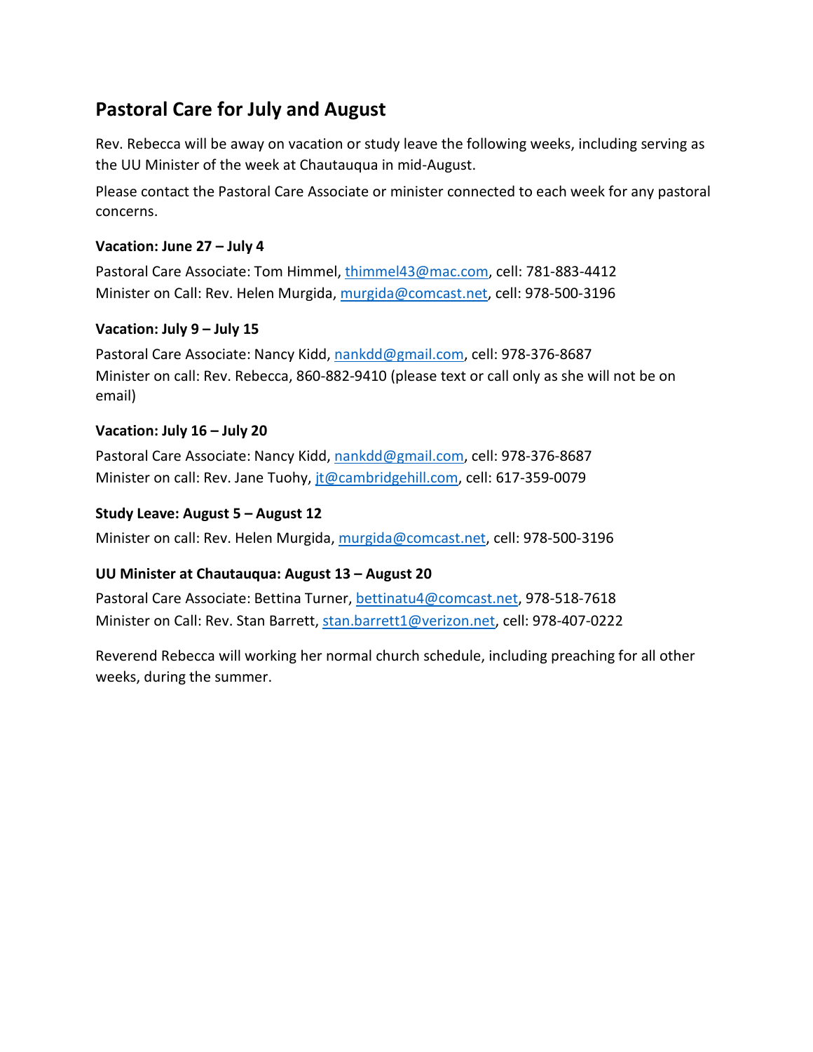## Pastoral Care for July and August

Rev. Rebecca will be away on vacation or study leave the following weeks, including serving as the UU Minister of the week at Chautauqua in mid-August.

Please contact the Pastoral Care Associate or minister connected to each week for any pastoral concerns.

**Vacation: June 27 – July 4**

Pastoral Care Associate: Tom Himmel, thimmel43@mac.com, cell: 781-883-4412
Minister on Call: Rev. Helen Murgida, murgida@comcast.net, cell: 978-500-3196

**Vacation: July 9 – July 15**

Pastoral Care Associate: Nancy Kidd, nankdd@gmail.com, cell: 978-376-8687
Minister on call: Rev. Rebecca, 860-882-9410 (please text or call only as she will not be on email)

**Vacation: July 16 – July 20**

Pastoral Care Associate: Nancy Kidd, nankdd@gmail.com, cell: 978-376-8687
Minister on call: Rev. Jane Tuohy, jt@cambridgehill.com, cell: 617-359-0079

**Study Leave: August 5 – August 12**

Minister on call: Rev. Helen Murgida, murgida@comcast.net, cell: 978-500-3196

**UU Minister at Chautauqua: August 13 – August 20**

Pastoral Care Associate: Bettina Turner, bettinatu4@comcast.net, 978-518-7618
Minister on Call: Rev. Stan Barrett, stan.barrett1@verizon.net, cell: 978-407-0222

Reverend Rebecca will working her normal church schedule, including preaching for all other weeks, during the summer.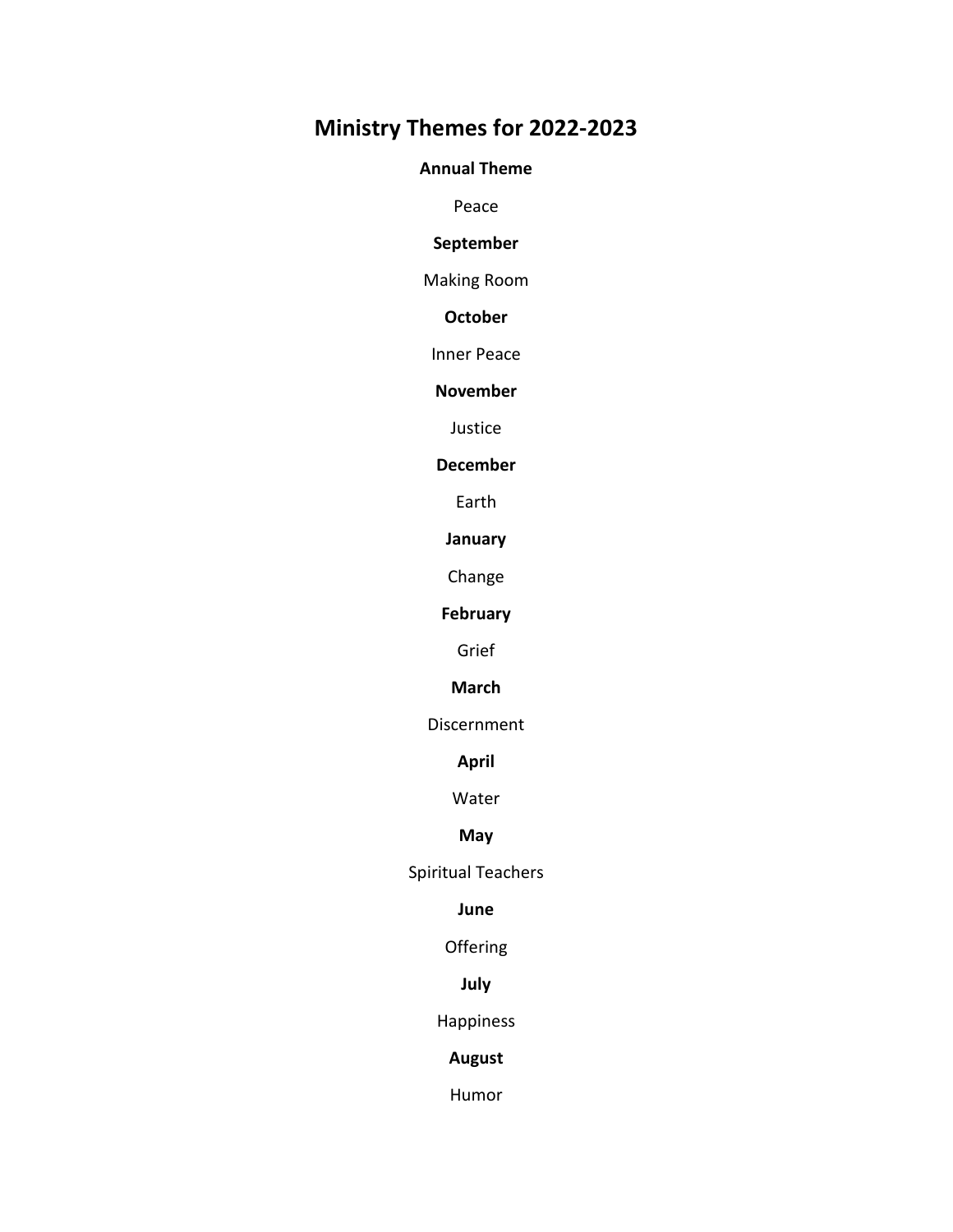# Ministry Themes for 2022-2023

**Annual Theme**

Peace

**September**

Making Room

**October**

Inner Peace

**November**

Justice

**December**

Earth

**January**

Change

**February**

Grief

**March**

Discernment

**April**

Water

**May**

Spiritual Teachers

**June**

Offering

**July**

Happiness

**August**

Humor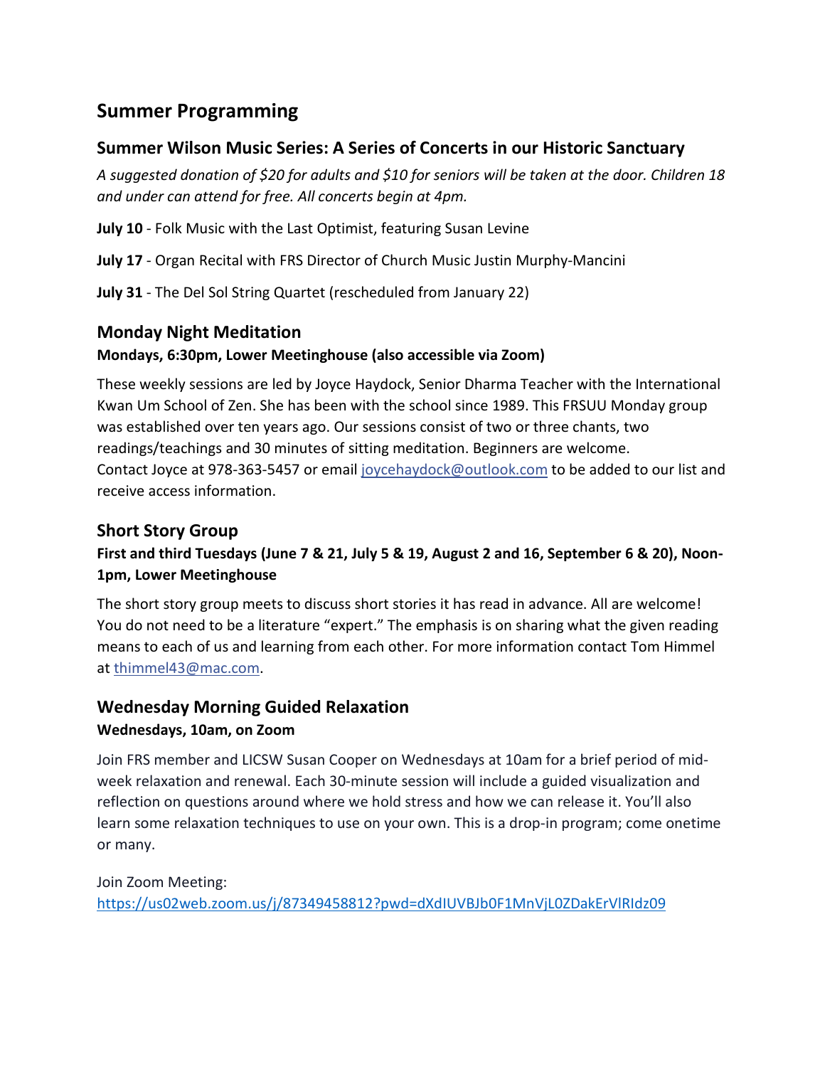# Summer Programming

## Summer Wilson Music Series: A Series of Concerts in our Historic Sanctuary

*A suggested donation of $20 for adults and $10 for seniors will be taken at the door. Children 18 and under can attend for free. All concerts begin at 4pm.*

**July 10** - Folk Music with the Last Optimist, featuring Susan Levine

**July 17** - Organ Recital with FRS Director of Church Music Justin Murphy-Mancini

**July 31** - The Del Sol String Quartet (rescheduled from January 22)

## Monday Night Meditation

**Mondays, 6:30pm, Lower Meetinghouse (also accessible via Zoom)**

These weekly sessions are led by Joyce Haydock, Senior Dharma Teacher with the International Kwan Um School of Zen. She has been with the school since 1989. This FRSUU Monday group was established over ten years ago. Our sessions consist of two or three chants, two readings/teachings and 30 minutes of sitting meditation. Beginners are welcome.
Contact Joyce at 978-363-5457 or email joycehaydock@outlook.com to be added to our list and receive access information.

## Short Story Group

**First and third Tuesdays (June 7 & 21, July 5 & 19, August 2 and 16, September 6 & 20), Noon-1pm, Lower Meetinghouse**

The short story group meets to discuss short stories it has read in advance. All are welcome! You do not need to be a literature "expert." The emphasis is on sharing what the given reading means to each of us and learning from each other. For more information contact Tom Himmel at thimmel43@mac.com.

## Wednesday Morning Guided Relaxation

**Wednesdays, 10am, on Zoom**

Join FRS member and LICSW Susan Cooper on Wednesdays at 10am for a brief period of mid-week relaxation and renewal. Each 30-minute session will include a guided visualization and reflection on questions around where we hold stress and how we can release it. You'll also learn some relaxation techniques to use on your own. This is a drop-in program; come onetime or many.

Join Zoom Meeting:
https://us02web.zoom.us/j/87349458812?pwd=dXdIUVBJb0F1MnVjL0ZDakErVlRIdz09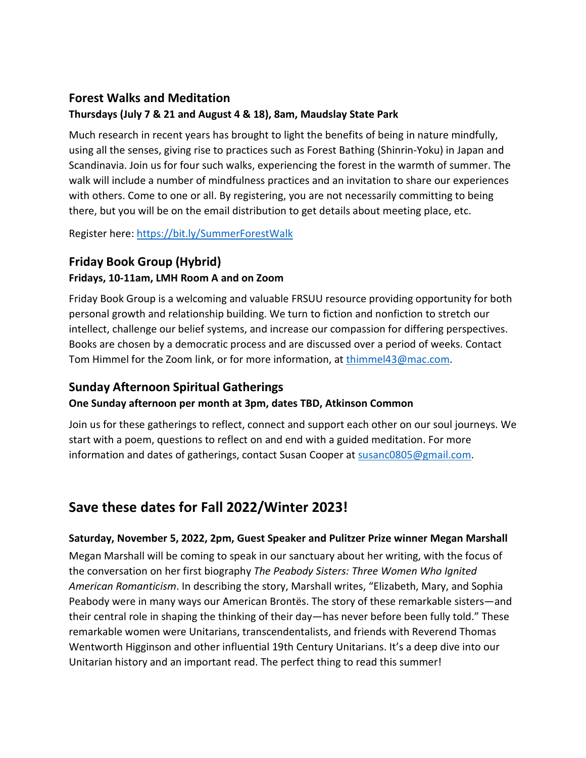### Forest Walks and Meditation

**Thursdays (July 7 & 21 and August 4 & 18), 8am, Maudslay State Park**

Much research in recent years has brought to light the benefits of being in nature mindfully, using all the senses, giving rise to practices such as Forest Bathing (Shinrin-Yoku) in Japan and Scandinavia. Join us for four such walks, experiencing the forest in the warmth of summer. The walk will include a number of mindfulness practices and an invitation to share our experiences with others. Come to one or all. By registering, you are not necessarily committing to being there, but you will be on the email distribution to get details about meeting place, etc.

Register here: https://bit.ly/SummerForestWalk

### Friday Book Group (Hybrid)

**Fridays, 10-11am, LMH Room A and on Zoom**

Friday Book Group is a welcoming and valuable FRSUU resource providing opportunity for both personal growth and relationship building. We turn to fiction and nonfiction to stretch our intellect, challenge our belief systems, and increase our compassion for differing perspectives. Books are chosen by a democratic process and are discussed over a period of weeks. Contact Tom Himmel for the Zoom link, or for more information, at thimmel43@mac.com.

### Sunday Afternoon Spiritual Gatherings

**One Sunday afternoon per month at 3pm, dates TBD, Atkinson Common**

Join us for these gatherings to reflect, connect and support each other on our soul journeys. We start with a poem, questions to reflect on and end with a guided meditation. For more information and dates of gatherings, contact Susan Cooper at susanc0805@gmail.com.

## Save these dates for Fall 2022/Winter 2023!

**Saturday, November 5, 2022, 2pm, Guest Speaker and Pulitzer Prize winner Megan Marshall**

Megan Marshall will be coming to speak in our sanctuary about her writing, with the focus of the conversation on her first biography *The Peabody Sisters: Three Women Who Ignited American Romanticism*. In describing the story, Marshall writes, "Elizabeth, Mary, and Sophia Peabody were in many ways our American Brontës. The story of these remarkable sisters—and their central role in shaping the thinking of their day—has never before been fully told." These remarkable women were Unitarians, transcendentalists, and friends with Reverend Thomas Wentworth Higginson and other influential 19th Century Unitarians. It's a deep dive into our Unitarian history and an important read. The perfect thing to read this summer!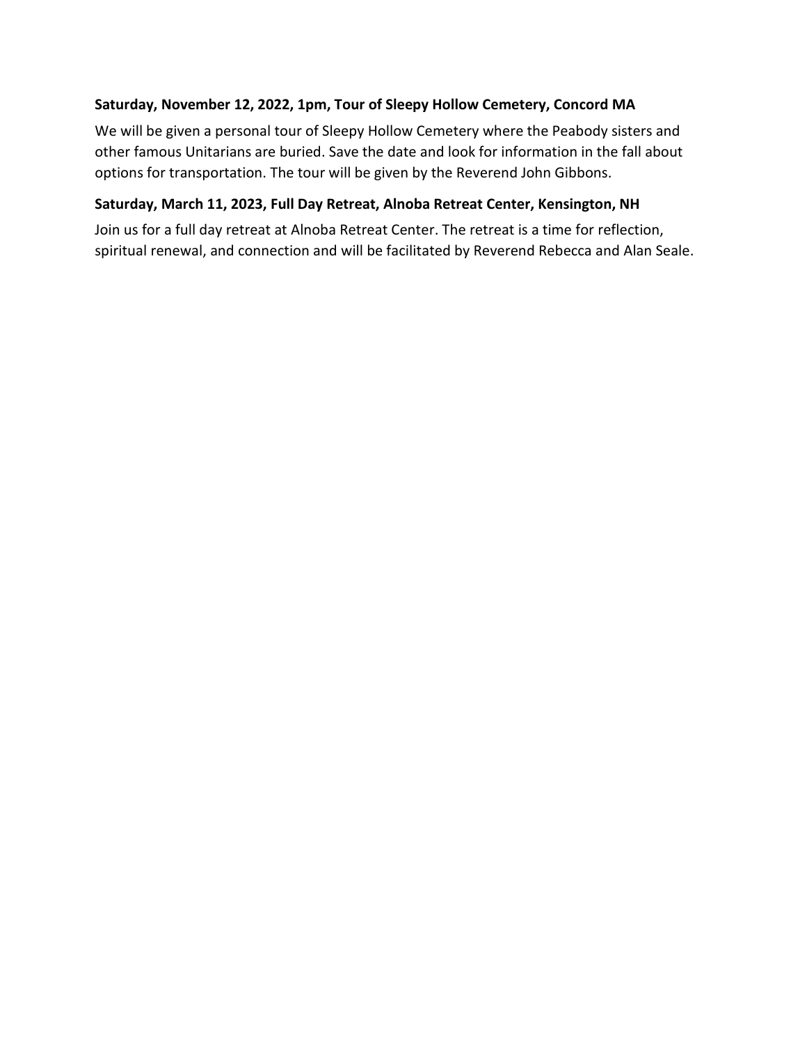**Saturday, November 12, 2022, 1pm, Tour of Sleepy Hollow Cemetery, Concord MA**

We will be given a personal tour of Sleepy Hollow Cemetery where the Peabody sisters and other famous Unitarians are buried. Save the date and look for information in the fall about options for transportation. The tour will be given by the Reverend John Gibbons.

**Saturday, March 11, 2023, Full Day Retreat, Alnoba Retreat Center, Kensington, NH**

Join us for a full day retreat at Alnoba Retreat Center. The retreat is a time for reflection, spiritual renewal, and connection and will be facilitated by Reverend Rebecca and Alan Seale.